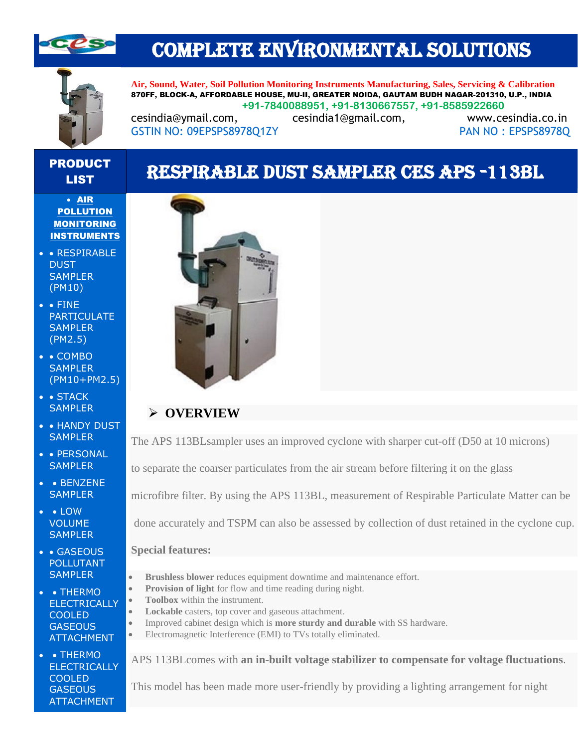# COMPLETE ENVIRONMENTAL SOLUTIONS

**Air, Sound, Water, Soil Pollution Monitoring Instruments Manufacturing, Sales, Servicing & Calibration**

**870FF, BLOCK-A, AFFORDABLE HOUSE, MU-II, GREATER NOIDA, GAUTAM BUDH NAGAR-201310, U.P., INDIA**

**+91-7840088951, +91-8130667557, +91-8585922660**

cesindia@ymail.com, cesindia1@gmail.com, www.cesindia.co.in

GSTIN NO: 09EPSPS8978Q1ZY PAN NO : EPSPS8978Q

## PRODUCT LIST

- **AIR POLLUTION MONITORING INSTRUMENTS**
- • RESPIRABLE DUST SAMPLER (PM10)
- • FINE PARTICULATE SAMPLER (PM2.5)
- • COMBO SAMPLER (PM10+PM2.5)
- • STACK SAMPLER
- • HANDY DUST SAMPLER
- • PERSONAL SAMPLER
- • BENZENE SAMPLER
- • LOW VOLUME SAMPLER
- • GASEOUS POLLUTANT SAMPLER
- • THERMO ELECTRICALLY COOLED GASEOUS ATTACHMENT
- • THERMO ELECTRICALLY COOLED GASEOUS ATTACHMENT

# RESPIRABLE DUST SAMPLER CES APS -113BL

## ➢ OVERVIEW

The APS 113BLsampler uses an improved cyclone with sharper cut-off (D50 at 10 microns) to separate the coarser particulates from the air stream before filtering it on the glass microfibre filter. By using the APS 113BL, measurement of Respirable Particulate Matter can be done accurately and TSPM can also be assessed by collection of dust retained in the cyclone cup.

**Special features:**

- **Brushless blower** reduces equipment downtime and maintenance effort.
- **Provision of light** for flow and time reading during night.
- **Toolbox** within the instrument.
- **Lockable** casters, top cover and gaseous attachment.
- Improved cabinet design which is **more sturdy and durable** with SS hardware.
- Electromagnetic Interference (EMI) to TVs totally eliminated.

APS 113BLcomes with **an in-built voltage stabilizer to compensate for voltage fluctuations**.

This model has been made more user-friendly by providing a lighting arrangement for night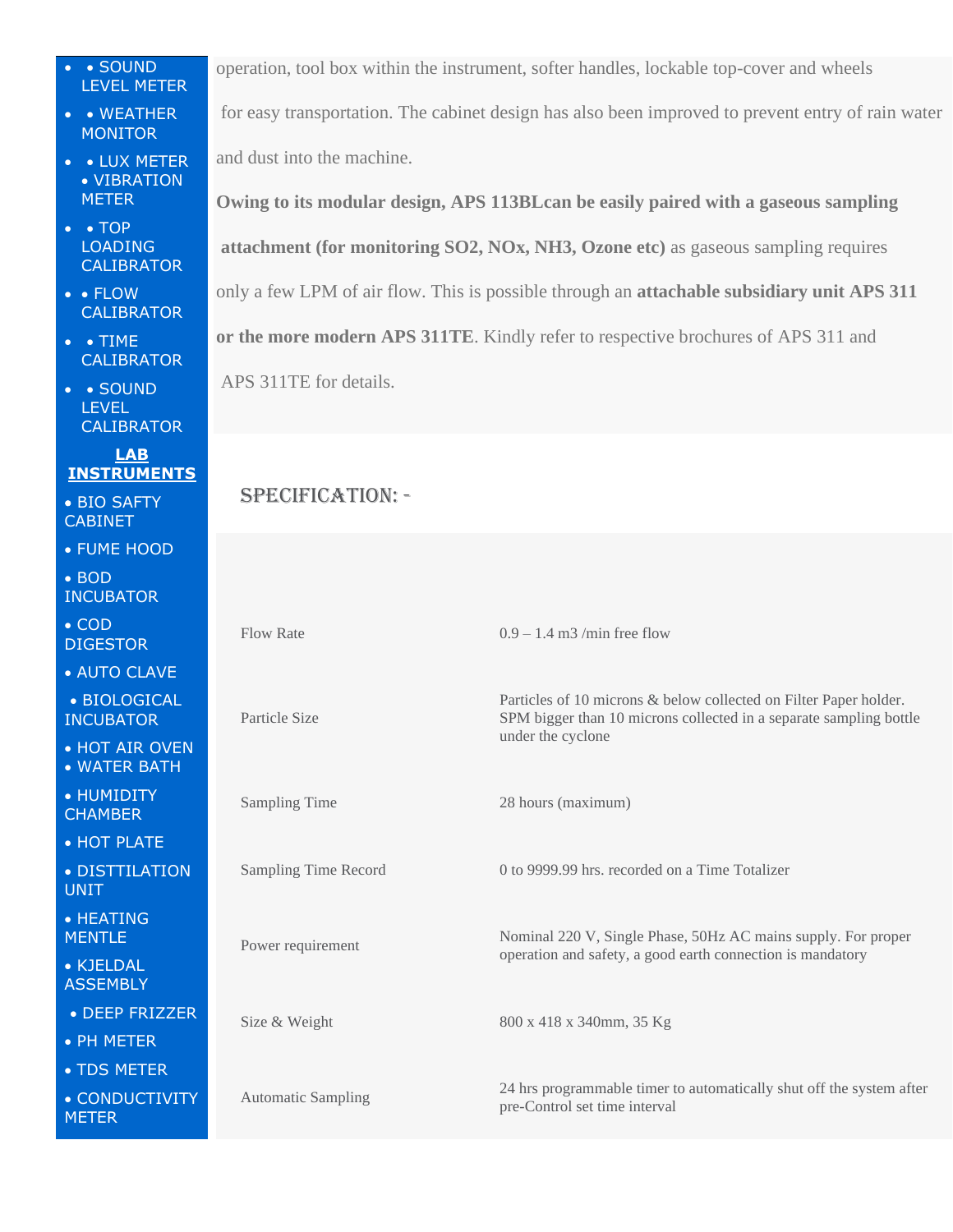- • SOUND LEVEL METER
- • WEATHER MONITOR
- • LUX METER • VIBRATION METER
- • TOP LOADING CALIBRATOR
- • FLOW CALIBRATOR
- • TIME CALIBRATOR
- • SOUND LEVEL CALIBRATOR

**LAB INSTRUMENTS**

• BIO SAFTY CABINET

• FUME HOOD

• BOD INCUBATOR

• COD DIGESTOR

• AUTO CLAVE

• BIOLOGICAL INCUBATOR

• HOT AIR OVEN
• WATER BATH

• HUMIDITY CHAMBER

• HOT PLATE

• DISTTILATION UNIT

• HEATING MENTLE

• KJELDAL ASSEMBLY

• DEEP FRIZZER

• PH METER

• TDS METER

• CONDUCTIVITY METER

operation, tool box within the instrument, softer handles, lockable top-cover and wheels for easy transportation. The cabinet design has also been improved to prevent entry of rain water and dust into the machine.

**Owing to its modular design, APS 113BLcan be easily paired with a gaseous sampling attachment (for monitoring $SO_2$, $NO_x$, $NH_3$, Ozone etc)** as gaseous sampling requires only a few LPM of air flow. This is possible through an **attachable subsidiary unit APS 311 or the more modern APS 311TE**. Kindly refer to respective brochures of APS 311 and APS 311TE for details.

## SPECIFICATION: -

| | |
|---|---|
| Flow Rate | 0.9 – 1.4 m3 /min free flow |
| Particle Size | Particles of 10 microns & below collected on Filter Paper holder. SPM bigger than 10 microns collected in a separate sampling bottle under the cyclone |
| Sampling Time | 28 hours (maximum) |
| Sampling Time Record | 0 to 9999.99 hrs. recorded on a Time Totalizer |
| Power requirement | Nominal 220 V, Single Phase, 50Hz AC mains supply. For proper operation and safety, a good earth connection is mandatory |
| Size & Weight | 800 x 418 x 340mm, 35 Kg |
| Automatic Sampling | 24 hrs programmable timer to automatically shut off the system after pre-Control set time interval |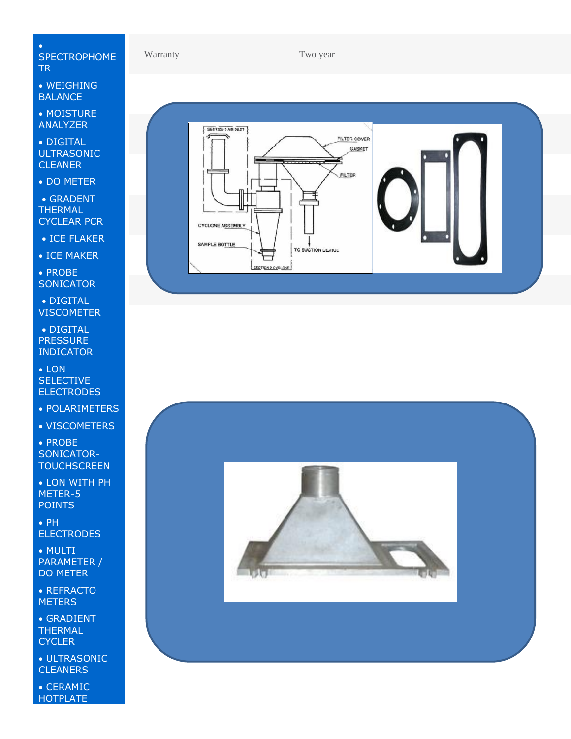- SPECTROPHOMETR
- WEIGHING BALANCE
- MOISTURE ANALYZER
- DIGITAL ULTRASONIC CLEANER
- DO METER
- GRADENT THERMAL CYCLEAR PCR
- ICE FLAKER
- ICE MAKER
- PROBE SONICATOR
- DIGITAL VISCOMETER
- DIGITAL PRESSURE INDICATOR
- LON SELECTIVE ELECTRODES
- POLARIMETERS
- VISCOMETERS
- PROBE SONICATOR-TOUCHSCREEN
- LON WITH PH METER-5 POINTS
- PH ELECTRODES
- MULTI PARAMETER / DO METER
- REFRACTO METERS
- GRADIENT THERMAL CYCLER
- ULTRASONIC CLEANERS
- CERAMIC HOTPLATE

| | |
|---|---|
| Warranty | Two year |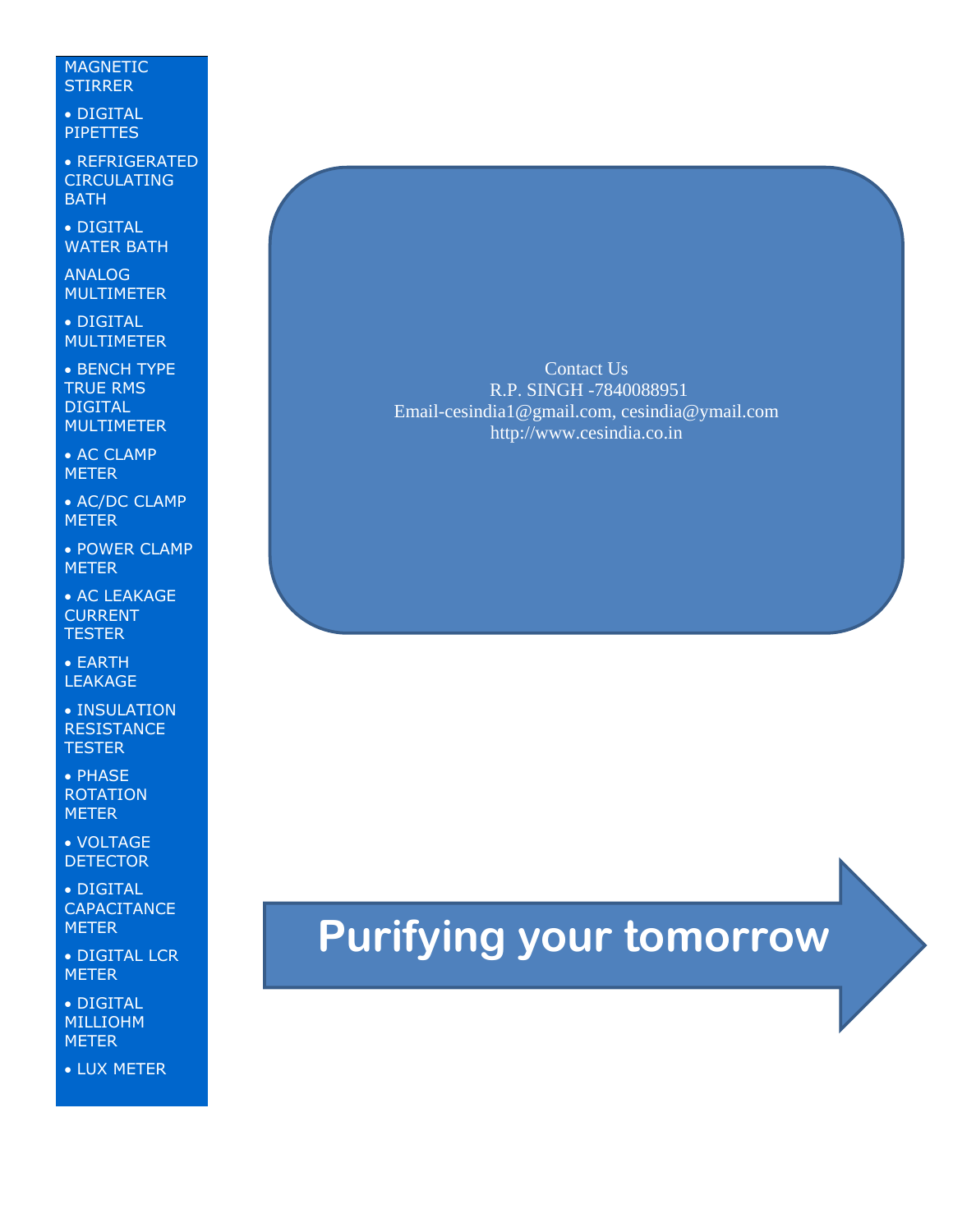MAGNETIC STIRRER

- DIGITAL PIPETTES
- REFRIGERATED CIRCULATING BATH
- DIGITAL WATER BATH

ANALOG MULTIMETER

- DIGITAL MULTIMETER
- BENCH TYPE TRUE RMS DIGITAL MULTIMETER
- AC CLAMP METER
- AC/DC CLAMP METER
- POWER CLAMP METER
- AC LEAKAGE CURRENT TESTER
- EARTH LEAKAGE
- INSULATION RESISTANCE TESTER
- PHASE ROTATION METER
- VOLTAGE DETECTOR
- DIGITAL CAPACITANCE METER
- DIGITAL LCR METER
- DIGITAL MILLIOHM METER
- LUX METER

Contact Us
R.P. SINGH -7840088951
Email-cesindia1@gmail.com, cesindia@ymail.com
http://www.cesindia.co.in

**Purifying your tomorrow**